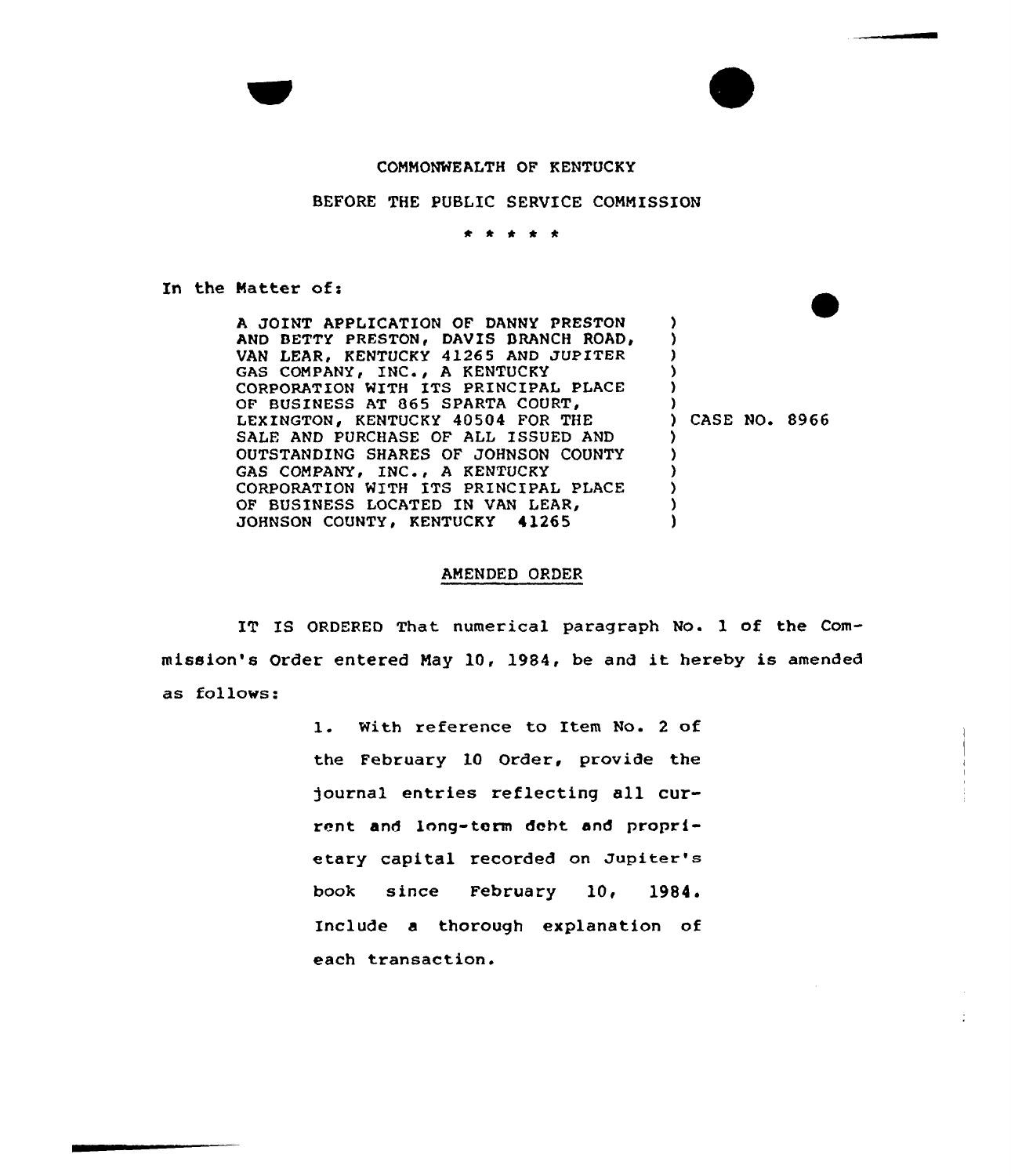COMMONWEALTH OF KENTUCKY

BEFORE THE PUBLIC SERVICE COMMISSION

\* \* \* \* \*

In the Matter of:

A JOINT APPLICATION OF DANNY PRESTON AND BETTY PRESTON, DAVIS BRANCH ROAD, VAN LEAR, KENTUCKY 41265 AND JUPITER GAS COMPANY, INC., A KENTUCKY CORPORATION WITH ITS PRINCIPAL PLACE OF BUSINESS AT 865 SPARTA COURT, LEXINGTON, KENTUCKY 40504 FOR THE SALE AND PURCHASE OF ALL ISSUED AND OUTSTANDING SHARES OF JOHNSON COUNTY GAS COMPANY, INC., A KENTUCKY CORPORATION WITH ITS PRINCIPAL PLACE OF BUSINESS LOCATED IN VAN LEAR, JOHNSON COUNTY, KENTUCKY 41265 ) CASE NO. 8966

## AMENDED ORDER

IT IS ORDERED That numerical paragraph No. 1 of the Commission's Order entered May 10, 1984, be and it hereby is amended as follows:

> 1. With reference to Item No. 2 of the February 10 Order, provide the journal entries reflecting all current and long-term debt and proprietary capital recorded on Jupiter's book since February 10, 1984. Include a thorough explanation of each transaction.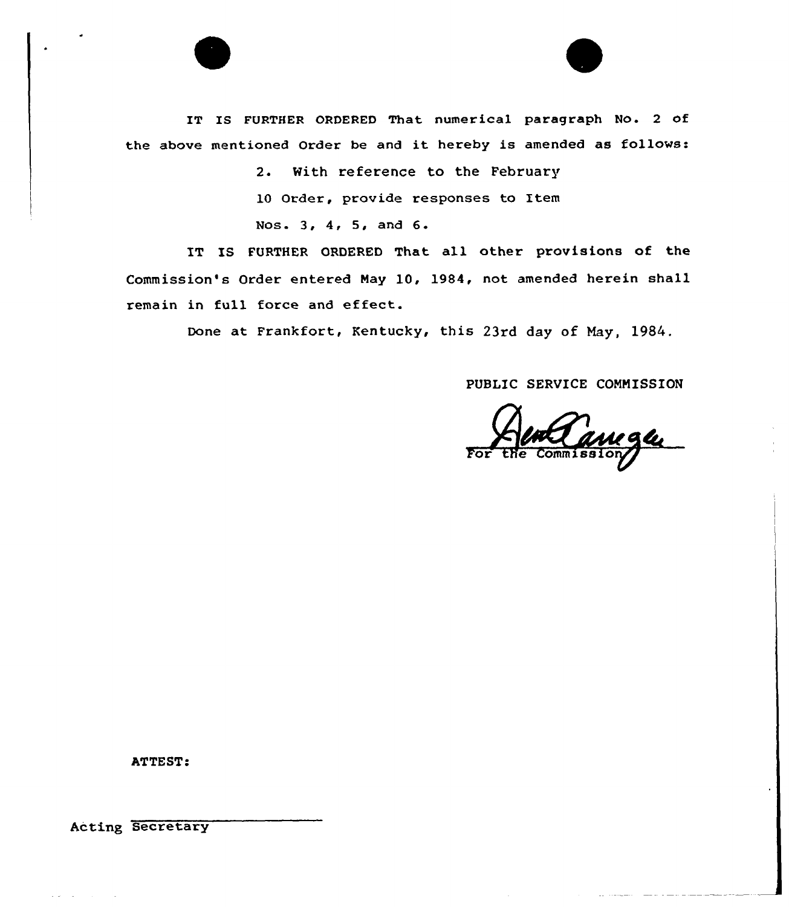IT IS FURTHER ORDERED That numerical paragraph No. 2 of the above mentioned Order be and it hereby is amended as follows:

> 2. With reference to the February 10 Order, provide responses to Item Nos. 3, 4, 5, and 6.

IT IS FURTHER ORDERED That all other provisions of the Commission's Order entered May 10, 1984, not amended herein shall remain in full force and effect.

Done at Frankfort, Kentucky, this 23rd day of May, 1984.

PUBLIC SERVICE COMMISSION

For the Commission

ATTEST:

Acting Secretary